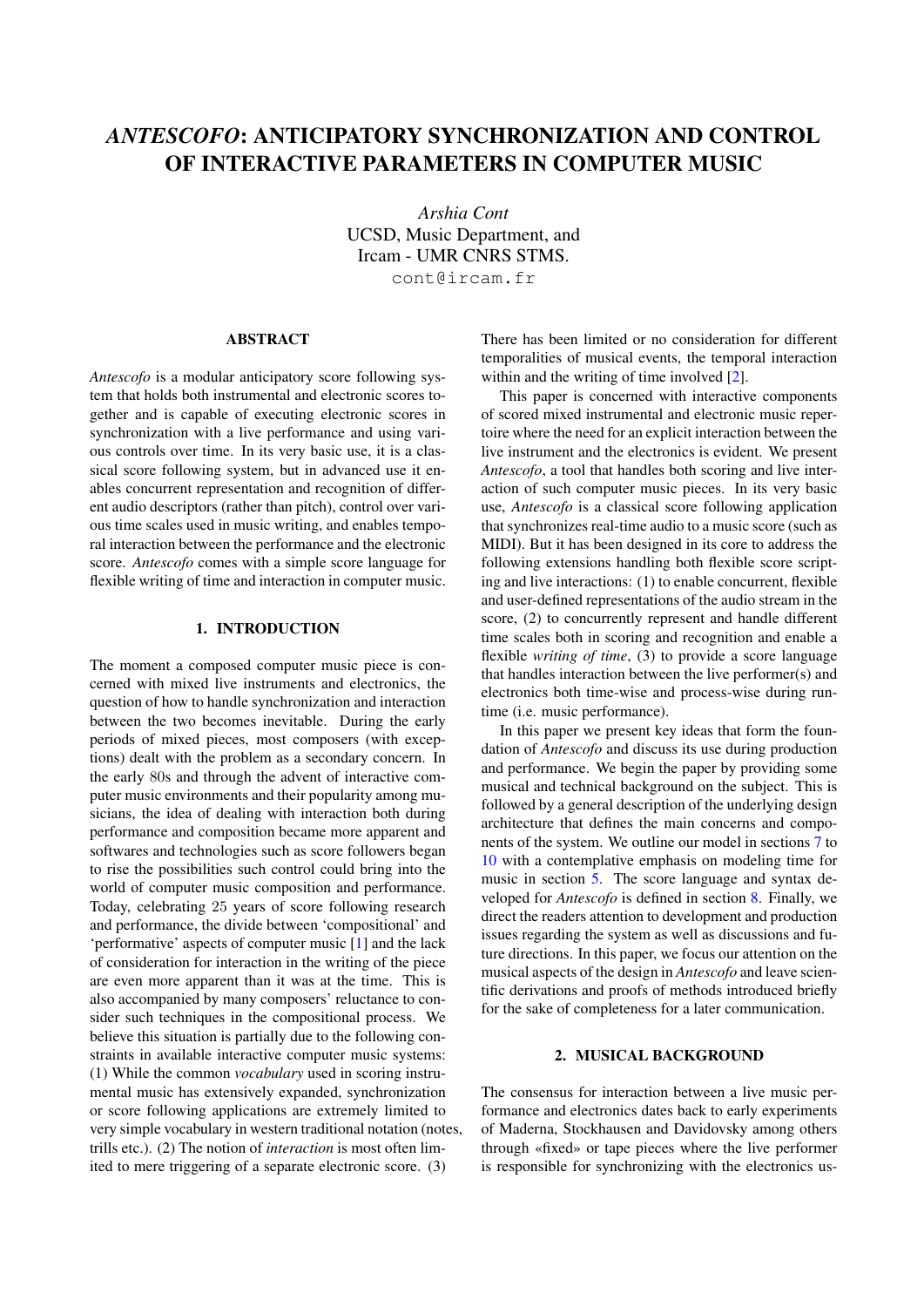# *ANTESCOFO*: ANTICIPATORY SYNCHRONIZATION AND CONTROL OF INTERACTIVE PARAMETERS IN COMPUTER MUSIC

*Arshia Cont*
UCSD, Music Department, and
Ircam - UMR CNRS STMS.
cont@ircam.fr

## ABSTRACT

*Antescofo* is a modular anticipatory score following system that holds both instrumental and electronic scores together and is capable of executing electronic scores in synchronization with a live performance and using various controls over time. In its very basic use, it is a classical score following system, but in advanced use it enables concurrent representation and recognition of different audio descriptors (rather than pitch), control over various time scales used in music writing, and enables temporal interaction between the performance and the electronic score. *Antescofo* comes with a simple score language for flexible writing of time and interaction in computer music.

## 1. INTRODUCTION

The moment a composed computer music piece is concerned with mixed live instruments and electronics, the question of how to handle synchronization and interaction between the two becomes inevitable. During the early periods of mixed pieces, most composers (with exceptions) dealt with the problem as a secondary concern. In the early 80s and through the advent of interactive computer music environments and their popularity among musicians, the idea of dealing with interaction both during performance and composition became more apparent and softwares and technologies such as score followers began to rise the possibilities such control could bring into the world of computer music composition and performance. Today, celebrating 25 years of score following research and performance, the divide between 'compositional' and 'performative' aspects of computer music [1] and the lack of consideration for interaction in the writing of the piece are even more apparent than it was at the time. This is also accompanied by many composers' reluctance to consider such techniques in the compositional process. We believe this situation is partially due to the following constraints in available interactive computer music systems: (1) While the common *vocabulary* used in scoring instrumental music has extensively expanded, synchronization or score following applications are extremely limited to very simple vocabulary in western traditional notation (notes, trills etc.). (2) The notion of *interaction* is most often limited to mere triggering of a separate electronic score. (3) There has been limited or no consideration for different temporalities of musical events, the temporal interaction within and the writing of time involved [2].

This paper is concerned with interactive components of scored mixed instrumental and electronic music repertoire where the need for an explicit interaction between the live instrument and the electronics is evident. We present *Antescofo*, a tool that handles both scoring and live interaction of such computer music pieces. In its very basic use, *Antescofo* is a classical score following application that synchronizes real-time audio to a music score (such as MIDI). But it has been designed in its core to address the following extensions handling both flexible score scripting and live interactions: (1) to enable concurrent, flexible and user-defined representations of the audio stream in the score, (2) to concurrently represent and handle different time scales both in scoring and recognition and enable a flexible *writing of time*, (3) to provide a score language that handles interaction between the live performer(s) and electronics both time-wise and process-wise during runtime (i.e. music performance).

In this paper we present key ideas that form the foundation of *Antescofo* and discuss its use during production and performance. We begin the paper by providing some musical and technical background on the subject. This is followed by a general description of the underlying design architecture that defines the main concerns and components of the system. We outline our model in sections 7 to 10 with a contemplative emphasis on modeling time for music in section 5. The score language and syntax developed for *Antescofo* is defined in section 8. Finally, we direct the readers attention to development and production issues regarding the system as well as discussions and future directions. In this paper, we focus our attention on the musical aspects of the design in *Antescofo* and leave scientific derivations and proofs of methods introduced briefly for the sake of completeness for a later communication.

## 2. MUSICAL BACKGROUND

The consensus for interaction between a live music performance and electronics dates back to early experiments of Maderna, Stockhausen and Davidovsky among others through «fixed» or tape pieces where the live performer is responsible for synchronizing with the electronics us-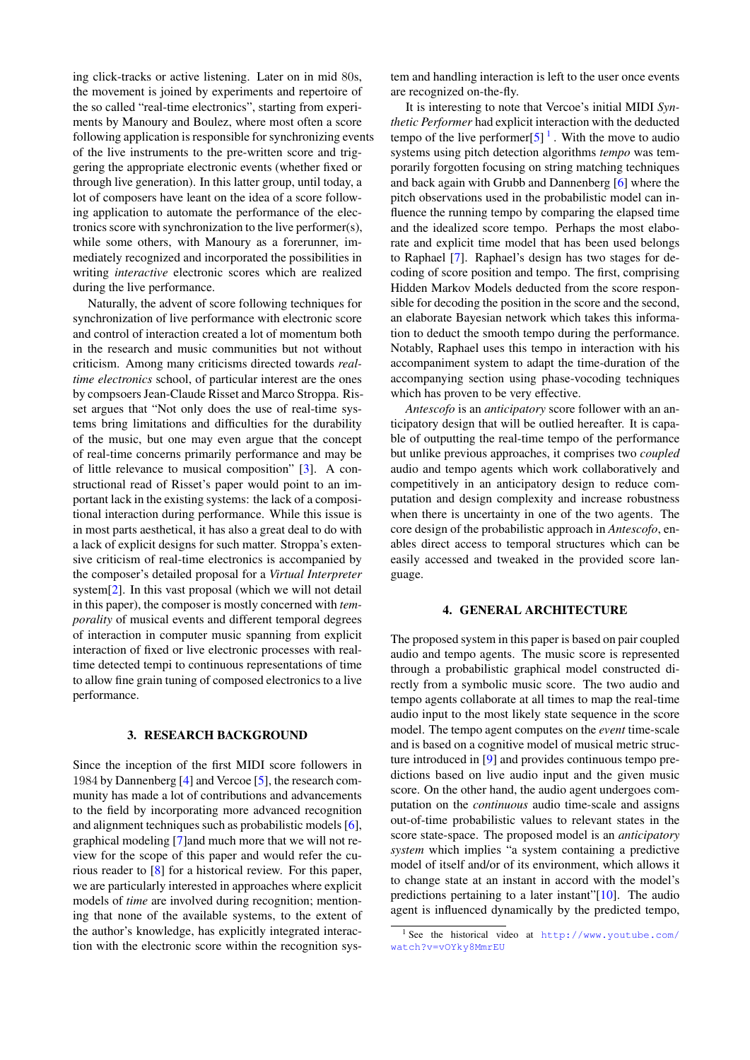ing click-tracks or active listening. Later on in mid 80s, the movement is joined by experiments and repertoire of the so called "real-time electronics", starting from experiments by Manoury and Boulez, where most often a score following application is responsible for synchronizing events of the live instruments to the pre-written score and triggering the appropriate electronic events (whether fixed or through live generation). In this latter group, until today, a lot of composers have leant on the idea of a score following application to automate the performance of the electronics score with synchronization to the live performer(s), while some others, with Manoury as a forerunner, immediately recognized and incorporated the possibilities in writing *interactive* electronic scores which are realized during the live performance.

Naturally, the advent of score following techniques for synchronization of live performance with electronic score and control of interaction created a lot of momentum both in the research and music communities but not without criticism. Among many criticisms directed towards *real-time electronics* school, of particular interest are the ones by compsoers Jean-Claude Risset and Marco Stroppa. Risset argues that "Not only does the use of real-time systems bring limitations and difficulties for the durability of the music, but one may even argue that the concept of real-time concerns primarily performance and may be of little relevance to musical composition" [3]. A constructional read of Risset's paper would point to an important lack in the existing systems: the lack of a compositional interaction during performance. While this issue is in most parts aesthetical, it has also a great deal to do with a lack of explicit designs for such matter. Stroppa's extensive criticism of real-time electronics is accompanied by the composer's detailed proposal for a *Virtual Interpreter* system[2]. In this vast proposal (which we will not detail in this paper), the composer is mostly concerned with *temporality* of musical events and different temporal degrees of interaction in computer music spanning from explicit interaction of fixed or live electronic processes with real-time detected tempi to continuous representations of time to allow fine grain tuning of composed electronics to a live performance.

## 3. RESEARCH BACKGROUND

Since the inception of the first MIDI score followers in 1984 by Dannenberg [4] and Vercoe [5], the research community has made a lot of contributions and advancements to the field by incorporating more advanced recognition and alignment techniques such as probabilistic models [6], graphical modeling [7]and much more that we will not review for the scope of this paper and would refer the curious reader to [8] for a historical review. For this paper, we are particularly interested in approaches where explicit models of *time* are involved during recognition; mentioning that none of the available systems, to the extent of the author's knowledge, has explicitly integrated interaction with the electronic score within the recognition system and handling interaction is left to the user once events are recognized on-the-fly.

It is interesting to note that Vercoe's initial MIDI *Synthetic Performer* had explicit interaction with the deducted tempo of the live performer[5] [1] . With the move to audio systems using pitch detection algorithms *tempo* was temporarily forgotten focusing on string matching techniques and back again with Grubb and Dannenberg [6] where the pitch observations used in the probabilistic model can influence the running tempo by comparing the elapsed time and the idealized score tempo. Perhaps the most elaborate and explicit time model that has been used belongs to Raphael [7]. Raphael's design has two stages for decoding of score position and tempo. The first, comprising Hidden Markov Models deducted from the score responsible for decoding the position in the score and the second, an elaborate Bayesian network which takes this information to deduct the smooth tempo during the performance. Notably, Raphael uses this tempo in interaction with his accompaniment system to adapt the time-duration of the accompanying section using phase-vocoding techniques which has proven to be very effective.

*Antescofo* is an *anticipatory* score follower with an anticipatory design that will be outlied hereafter. It is capable of outputting the real-time tempo of the performance but unlike previous approaches, it comprises two *coupled* audio and tempo agents which work collaboratively and competitively in an anticipatory design to reduce computation and design complexity and increase robustness when there is uncertainty in one of the two agents. The core design of the probabilistic approach in *Antescofo*, enables direct access to temporal structures which can be easily accessed and tweaked in the provided score language.

## 4. GENERAL ARCHITECTURE

The proposed system in this paper is based on pair coupled audio and tempo agents. The music score is represented through a probabilistic graphical model constructed directly from a symbolic music score. The two audio and tempo agents collaborate at all times to map the real-time audio input to the most likely state sequence in the score model. The tempo agent computes on the *event* time-scale and is based on a cognitive model of musical metric structure introduced in [9] and provides continuous tempo predictions based on live audio input and the given music score. On the other hand, the audio agent undergoes computation on the *continuous* audio time-scale and assigns out-of-time probabilistic values to relevant states in the score state-space. The proposed model is an *anticipatory system* which implies "a system containing a predictive model of itself and/or of its environment, which allows it to change state at an instant in accord with the model's predictions pertaining to a later instant"[10]. The audio agent is influenced dynamically by the predicted tempo,

[1] See the historical video at http://www.youtube.com/watch?v=vOYky8MmrEU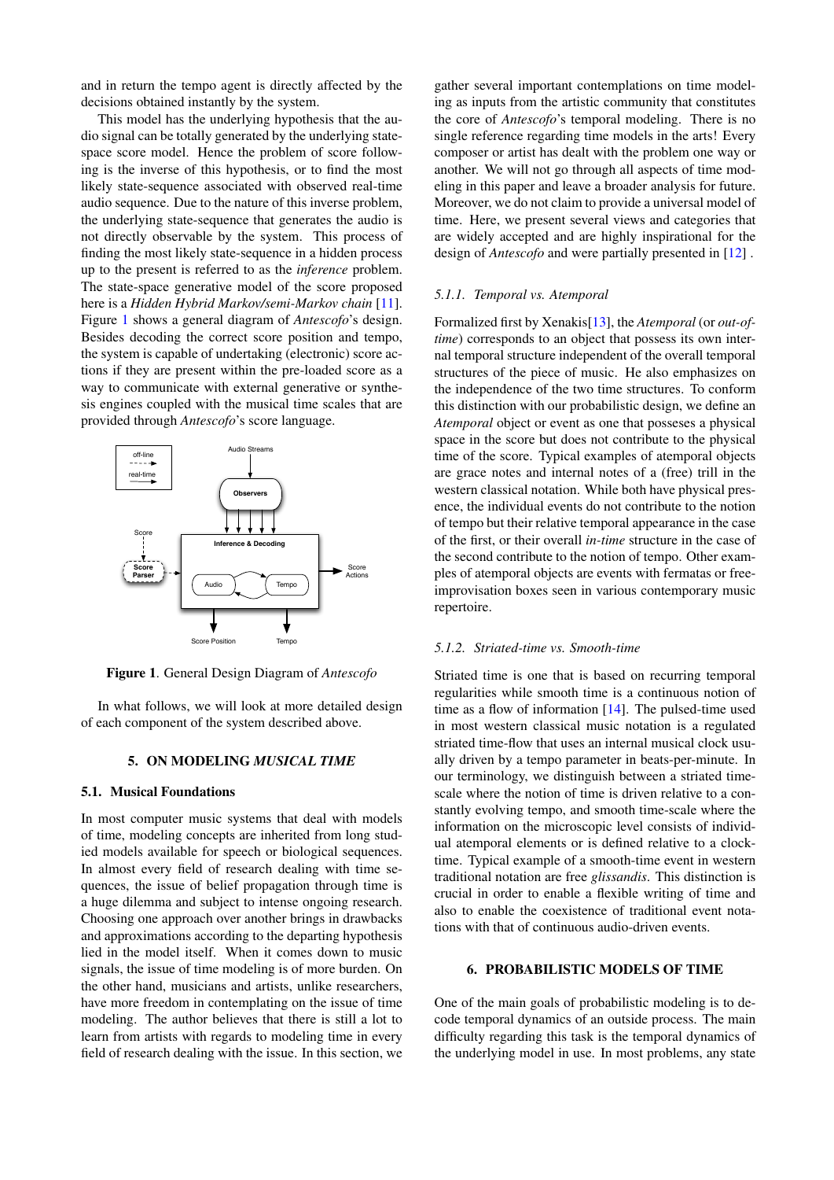and in return the tempo agent is directly affected by the decisions obtained instantly by the system.

This model has the underlying hypothesis that the audio signal can be totally generated by the underlying state-space score model. Hence the problem of score following is the inverse of this hypothesis, or to find the most likely state-sequence associated with observed real-time audio sequence. Due to the nature of this inverse problem, the underlying state-sequence that generates the audio is not directly observable by the system. This process of finding the most likely state-sequence in a hidden process up to the present is referred to as the *inference* problem. The state-space generative model of the score proposed here is a *Hidden Hybrid Markov/semi-Markov chain* [11]. Figure 1 shows a general diagram of *Antescofo*'s design. Besides decoding the correct score position and tempo, the system is capable of undertaking (electronic) score actions if they are present within the pre-loaded score as a way to communicate with external generative or synthesis engines coupled with the musical time scales that are provided through *Antescofo*'s score language.

**Figure 1**. General Design Diagram of *Antescofo*

In what follows, we will look at more detailed design of each component of the system described above.

## 5. ON MODELING *MUSICAL TIME*

### 5.1. Musical Foundations

In most computer music systems that deal with models of time, modeling concepts are inherited from long studied models available for speech or biological sequences. In almost every field of research dealing with time sequences, the issue of belief propagation through time is a huge dilemma and subject to intense ongoing research. Choosing one approach over another brings in drawbacks and approximations according to the departing hypothesis lied in the model itself. When it comes down to music signals, the issue of time modeling is of more burden. On the other hand, musicians and artists, unlike researchers, have more freedom in contemplating on the issue of time modeling. The author believes that there is still a lot to learn from artists with regards to modeling time in every field of research dealing with the issue. In this section, we gather several important contemplations on time modeling as inputs from the artistic community that constitutes the core of *Antescofo*'s temporal modeling. There is no single reference regarding time models in the arts! Every composer or artist has dealt with the problem one way or another. We will not go through all aspects of time modeling in this paper and leave a broader analysis for future. Moreover, we do not claim to provide a universal model of time. Here, we present several views and categories that are widely accepted and are highly inspirational for the design of *Antescofo* and were partially presented in [12] .

#### 5.1.1. *Temporal vs. Atemporal*

Formalized first by Xenakis[13], the *Atemporal* (or *out-of-time*) corresponds to an object that possess its own internal temporal structure independent of the overall temporal structures of the piece of music. He also emphasizes on the independence of the two time structures. To conform this distinction with our probabilistic design, we define an *Atemporal* object or event as one that posseses a physical space in the score but does not contribute to the physical time of the score. Typical examples of atemporal objects are grace notes and internal notes of a (free) trill in the western classical notation. While both have physical presence, the individual events do not contribute to the notion of tempo but their relative temporal appearance in the case of the first, or their overall *in-time* structure in the case of the second contribute to the notion of tempo. Other examples of atemporal objects are events with fermatas or free-improvisation boxes seen in various contemporary music repertoire.

#### 5.1.2. *Striated-time vs. Smooth-time*

Striated time is one that is based on recurring temporal regularities while smooth time is a continuous notion of time as a flow of information [14]. The pulsed-time used in most western classical music notation is a regulated striated time-flow that uses an internal musical clock usually driven by a tempo parameter in beats-per-minute. In our terminology, we distinguish between a striated time-scale where the notion of time is driven relative to a constantly evolving tempo, and smooth time-scale where the information on the microscopic level consists of individual atemporal elements or is defined relative to a clock-time. Typical example of a smooth-time event in western traditional notation are free *glissandis*. This distinction is crucial in order to enable a flexible writing of time and also to enable the coexistence of traditional event notations with that of continuous audio-driven events.

## 6. PROBABILISTIC MODELS OF TIME

One of the main goals of probabilistic modeling is to decode temporal dynamics of an outside process. The main difficulty regarding this task is the temporal dynamics of the underlying model in use. In most problems, any state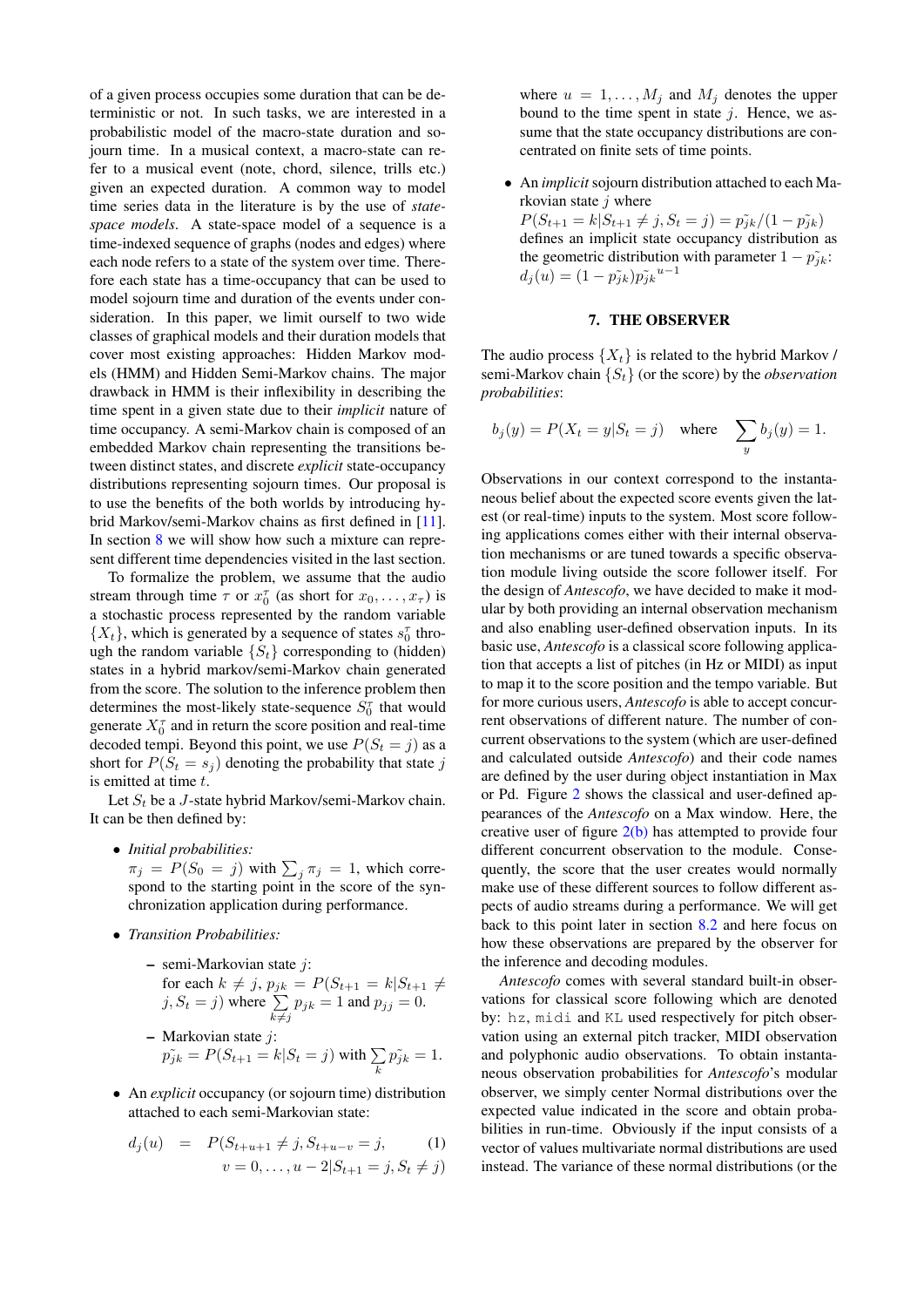of a given process occupies some duration that can be deterministic or not. In such tasks, we are interested in a probabilistic model of the macro-state duration and sojourn time. In a musical context, a macro-state can refer to a musical event (note, chord, silence, trills etc.) given an expected duration. A common way to model time series data in the literature is by the use of *state-space models*. A state-space model of a sequence is a time-indexed sequence of graphs (nodes and edges) where each node refers to a state of the system over time. Therefore each state has a time-occupancy that can be used to model sojourn time and duration of the events under consideration. In this paper, we limit ourself to two wide classes of graphical models and their duration models that cover most existing approaches: Hidden Markov models (HMM) and Hidden Semi-Markov chains. The major drawback in HMM is their inflexibility in describing the time spent in a given state due to their *implicit* nature of time occupancy. A semi-Markov chain is composed of an embedded Markov chain representing the transitions between distinct states, and discrete *explicit* state-occupancy distributions representing sojourn times. Our proposal is to use the benefits of the both worlds by introducing hybrid Markov/semi-Markov chains as first defined in [11]. In section 8 we will show how such a mixture can represent different time dependencies visited in the last section.

To formalize the problem, we assume that the audio stream through time $\tau$ or $x_0^\tau$ (as short for $x_0, \ldots, x_\tau$) is a stochastic process represented by the random variable $\{X_t\}$, which is generated by a sequence of states $s_0^\tau$ through the random variable $\{S_t\}$ corresponding to (hidden) states in a hybrid markov/semi-Markov chain generated from the score. The solution to the inference problem then determines the most-likely state-sequence $S_0^\tau$ that would generate $X_0^\tau$ and in return the score position and real-time decoded tempi. Beyond this point, we use $P(S_t = j)$ as a short for $P(S_t = s_j)$ denoting the probability that state $j$ is emitted at time $t$.

Let $S_t$ be a $J$-state hybrid Markov/semi-Markov chain. It can be then defined by:

- *Initial probabilities:* $\pi_j = P(S_0 = j)$ with $\sum_j \pi_j = 1$, which correspond to the starting point in the score of the synchronization application during performance.
- *Transition Probabilities:*
  - semi-Markovian state $j$: for each $k \neq j$, $p_{jk} = P(S_{t+1} = k | S_{t+1} \neq j, S_t = j)$ where $\sum_{k \neq j} p_{jk} = 1$ and $p_{jj} = 0$.
  - Markovian state $j$: $\tilde{p_{jk}} = P(S_{t+1} = k | S_t = j)$ with $\sum_k \tilde{p_{jk}} = 1$.
- An *explicit* occupancy (or sojourn time) distribution attached to each semi-Markovian state:

$$
\begin{aligned}
d_j(u) \quad = \quad & P(S_{t+u+1} \neq j, S_{t+u-v} = j, \qquad (1) \\
& v = 0, \ldots, u-2 | S_{t+1} = j, S_t \neq j)
\end{aligned}
$$

  where $u = 1, \ldots, M_j$ and $M_j$ denotes the upper bound to the time spent in state $j$. Hence, we assume that the state occupancy distributions are concentrated on finite sets of time points.

- An *implicit* sojourn distribution attached to each Markovian state $j$ where $P(S_{t+1} = k | S_{t+1} \neq j, S_t = j) = \tilde{p_{jk}} / (1 - \tilde{p_{jk}})$ defines an implicit state occupancy distribution as the geometric distribution with parameter $1 - \tilde{p_{jk}}$: $d_j(u) = (1 - \tilde{p_{jk}}) \tilde{p_{jk}}^{u-1}$

## 7. THE OBSERVER

The audio process $\{X_t\}$ is related to the hybrid Markov / semi-Markov chain $\{S_t\}$ (or the score) by the *observation probabilities*:

$$
b_j(y) = P(X_t = y | S_t = j) \quad \text{where} \quad \sum_y b_j(y) = 1.
$$

Observations in our context correspond to the instantaneous belief about the expected score events given the latest (or real-time) inputs to the system. Most score following applications comes either with their internal observation mechanisms or are tuned towards a specific observation module living outside the score follower itself. For the design of *Antescofo*, we have decided to make it modular by both providing an internal observation mechanism and also enabling user-defined observation inputs. In its basic use, *Antescofo* is a classical score following application that accepts a list of pitches (in Hz or MIDI) as input to map it to the score position and the tempo variable. But for more curious users, *Antescofo* is able to accept concurrent observations of different nature. The number of concurrent observations to the system (which are user-defined and calculated outside *Antescofo*) and their code names are defined by the user during object instantiation in Max or Pd. Figure 2 shows the classical and user-defined appearances of the *Antescofo* on a Max window. Here, the creative user of figure 2(b) has attempted to provide four different concurrent observation to the module. Consequently, the score that the user creates would normally make use of these different sources to follow different aspects of audio streams during a performance. We will get back to this point later in section 8.2 and here focus on how these observations are prepared by the observer for the inference and decoding modules.

*Antescofo* comes with several standard built-in observations for classical score following which are denoted by: `hz`, `midi` and `KL` used respectively for pitch observation using an external pitch tracker, MIDI observation and polyphonic audio observations. To obtain instantaneous observation probabilities for *Antescofo*'s modular observer, we simply center Normal distributions over the expected value indicated in the score and obtain probabilities in run-time. Obviously if the input consists of a vector of values multivariate normal distributions are used instead. The variance of these normal distributions (or the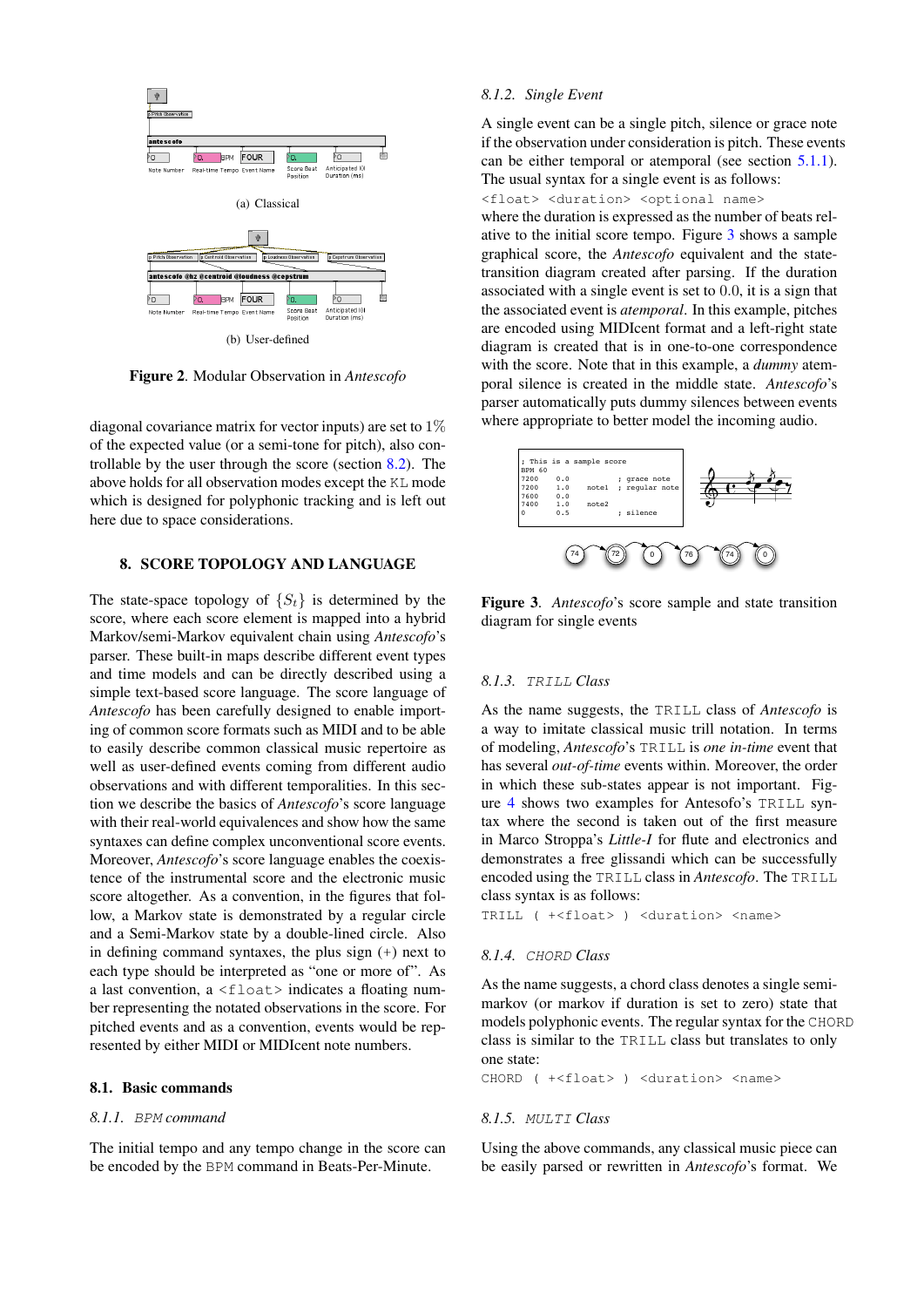(a) Classical

(b) User-defined

**Figure 2**. Modular Observation in *Antescofo*

diagonal covariance matrix for vector inputs) are set to $1\%$ of the expected value (or a semi-tone for pitch), also controllable by the user through the score (section 8.2). The above holds for all observation modes except the KL mode which is designed for polyphonic tracking and is left out here due to space considerations.

## 8. SCORE TOPOLOGY AND LANGUAGE

The state-space topology of $\{S_t\}$ is determined by the score, where each score element is mapped into a hybrid Markov/semi-Markov equivalent chain using *Antescofo*'s parser. These built-in maps describe different event types and time models and can be directly described using a simple text-based score language. The score language of *Antescofo* has been carefully designed to enable importing of common score formats such as MIDI and to be able to easily describe common classical music repertoire as well as user-defined events coming from different audio observations and with different temporalities. In this section we describe the basics of *Antescofo*'s score language with their real-world equivalences and show how the same syntaxes can define complex unconventional score events. Moreover, *Antescofo*'s score language enables the coexistence of the instrumental score and the electronic music score altogether. As a convention, in the figures that follow, a Markov state is demonstrated by a regular circle and a Semi-Markov state by a double-lined circle. Also in defining command syntaxes, the plus sign (+) next to each type should be interpreted as "one or more of". As a last convention, a `<float>` indicates a floating number representing the notated observations in the score. For pitched events and as a convention, events would be represented by either MIDI or MIDIcent note numbers.

### 8.1. Basic commands

#### 8.1.1. `BPM` command

The initial tempo and any tempo change in the score can be encoded by the `BPM` command in Beats-Per-Minute.

#### 8.1.2. Single Event

A single event can be a single pitch, silence or grace note if the observation under consideration is pitch. These events can be either temporal or atemporal (see section 5.1.1). The usual syntax for a single event is as follows:

```
<float> <duration> <optional name>
```

where the duration is expressed as the number of beats relative to the initial score tempo. Figure 3 shows a sample graphical score, the *Antescofo* equivalent and the state-transition diagram created after parsing. If the duration associated with a single event is set to 0.0, it is a sign that the associated event is *atemporal*. In this example, pitches are encoded using MIDIcent format and a left-right state diagram is created that is in one-to-one correspondence with the score. Note that in this example, a *dummy* atemporal silence is created in the middle state. *Antescofo*'s parser automatically puts dummy silences between events where appropriate to better model the incoming audio.

```
; This is a sample score
BPM 60
7200    0.0           ; grace note
7200    1.0    note1  ; regular note
7600    0.0
7400    1.0    note2
0       0.5           ; silence
```

**Figure 3**. *Antescofo*'s score sample and state transition diagram for single events

#### 8.1.3. `TRILL` Class

As the name suggests, the `TRILL` class of *Antescofo* is a way to imitate classical music trill notation. In terms of modeling, *Antescofo*'s `TRILL` is *one in-time* event that has several *out-of-time* events within. Moreover, the order in which these sub-states appear is not important. Figure 4 shows two examples for Antesofo's `TRILL` syntax where the second is taken out of the first measure in Marco Stroppa's *Little-I* for flute and electronics and demonstrates a free glissandi which can be successfully encoded using the `TRILL` class in *Antescofo*. The `TRILL` class syntax is as follows:

```
TRILL ( +<float> ) <duration> <name>
```

#### 8.1.4. `CHORD` Class

As the name suggests, a chord class denotes a single semi-markov (or markov if duration is set to zero) state that models polyphonic events. The regular syntax for the `CHORD` class is similar to the `TRILL` class but translates to only one state:

```
CHORD ( +<float> ) <duration> <name>
```

#### 8.1.5. `MULTI` Class

Using the above commands, any classical music piece can be easily parsed or rewritten in *Antescofo*'s format. We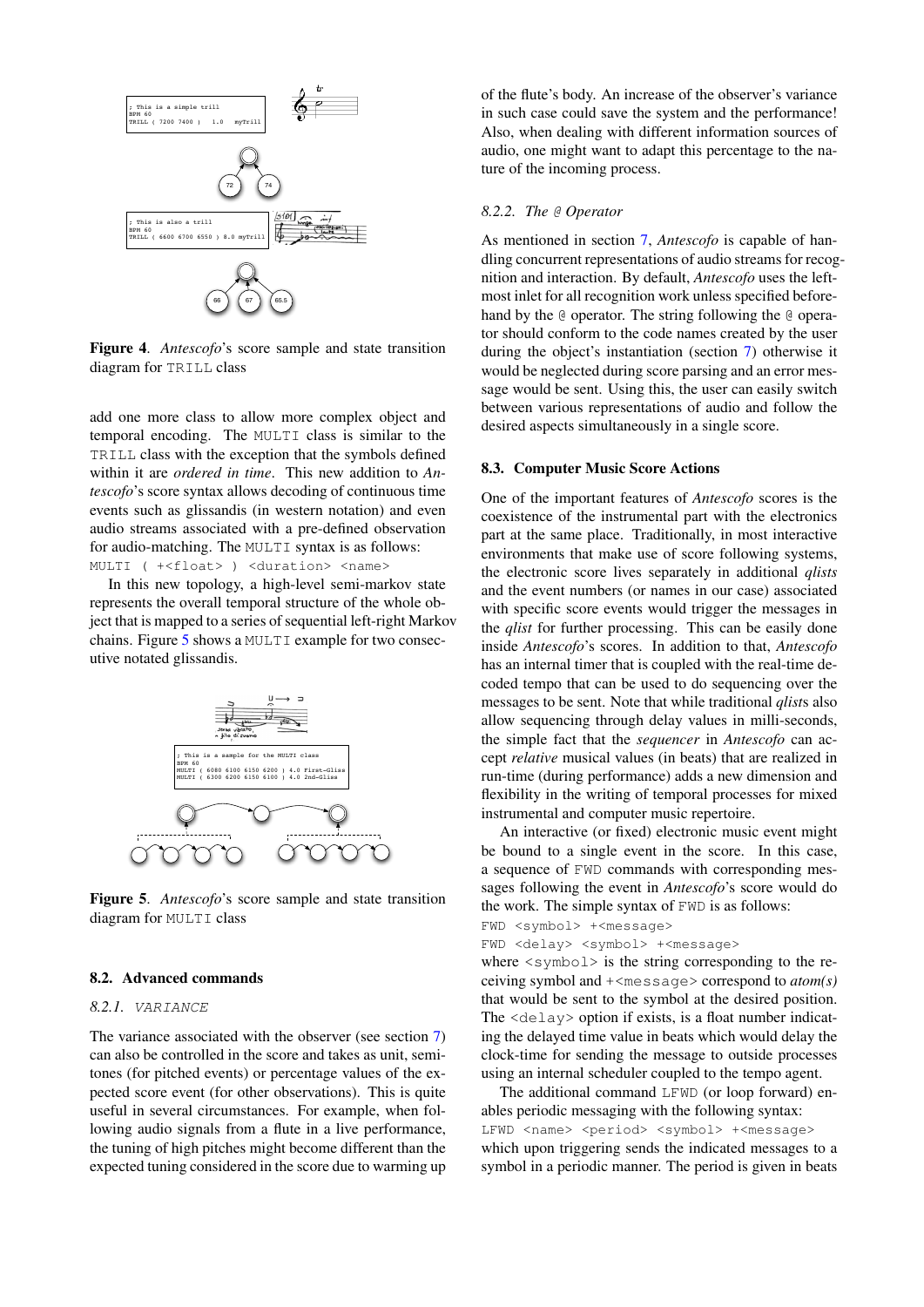**Figure 4**. *Antescofo*'s score sample and state transition diagram for TRILL class

add one more class to allow more complex object and temporal encoding. The MULTI class is similar to the TRILL class with the exception that the symbols defined within it are *ordered in time*. This new addition to *Antescofo*'s score syntax allows decoding of continuous time events such as glissandis (in western notation) and even audio streams associated with a pre-defined observation for audio-matching. The MULTI syntax is as follows:
`MULTI ( +<float> ) <duration> <name>`

In this new topology, a high-level semi-markov state represents the overall temporal structure of the whole object that is mapped to a series of sequential left-right Markov chains. Figure 5 shows a MULTI example for two consecutive notated glissandis.

**Figure 5**. *Antescofo*'s score sample and state transition diagram for MULTI class

## 8.2. Advanced commands

### 8.2.1. VARIANCE

The variance associated with the observer (see section 7) can also be controlled in the score and takes as unit, semi-tones (for pitched events) or percentage values of the expected score event (for other observations). This is quite useful in several circumstances. For example, when following audio signals from a flute in a live performance, the tuning of high pitches might become different than the expected tuning considered in the score due to warming up of the flute's body. An increase of the observer's variance in such case could save the system and the performance! Also, when dealing with different information sources of audio, one might want to adapt this percentage to the nature of the incoming process.

### 8.2.2. The @ Operator

As mentioned in section 7, *Antescofo* is capable of handling concurrent representations of audio streams for recognition and interaction. By default, *Antescofo* uses the left-most inlet for all recognition work unless specified beforehand by the @ operator. The string following the @ operator should conform to the code names created by the user during the object's instantiation (section 7) otherwise it would be neglected during score parsing and an error message would be sent. Using this, the user can easily switch between various representations of audio and follow the desired aspects simultaneously in a single score.

## 8.3. Computer Music Score Actions

One of the important features of *Antescofo* scores is the coexistence of the instrumental part with the electronics part at the same place. Traditionally, in most interactive environments that make use of score following systems, the electronic score lives separately in additional *qlists* and the event numbers (or names in our case) associated with specific score events would trigger the messages in the *qlist* for further processing. This can be easily done inside *Antescofo*'s scores. In addition to that, *Antescofo* has an internal timer that is coupled with the real-time decoded tempo that can be used to do sequencing over the messages to be sent. Note that while traditional *qlists* also allow sequencing through delay values in milli-seconds, the simple fact that the *sequencer* in *Antescofo* can accept *relative* musical values (in beats) that are realized in run-time (during performance) adds a new dimension and flexibility in the writing of temporal processes for mixed instrumental and computer music repertoire.

An interactive (or fixed) electronic music event might be bound to a single event in the score. In this case, a sequence of FWD commands with corresponding messages following the event in *Antescofo*'s score would do the work. The simple syntax of FWD is as follows:

```
FWD <symbol> +<message>
FWD <delay> <symbol> +<message>
```

where <symbol> is the string corresponding to the receiving symbol and +<message> correspond to *atom(s)* that would be sent to the symbol at the desired position. The <delay> option if exists, is a float number indicating the delayed time value in beats which would delay the clock-time for sending the message to outside processes using an internal scheduler coupled to the tempo agent.

The additional command LFWD (or loop forward) enables periodic messaging with the following syntax:

```
LFWD <name> <period> <symbol> +<message>
```

which upon triggering sends the indicated messages to a symbol in a periodic manner. The period is given in beats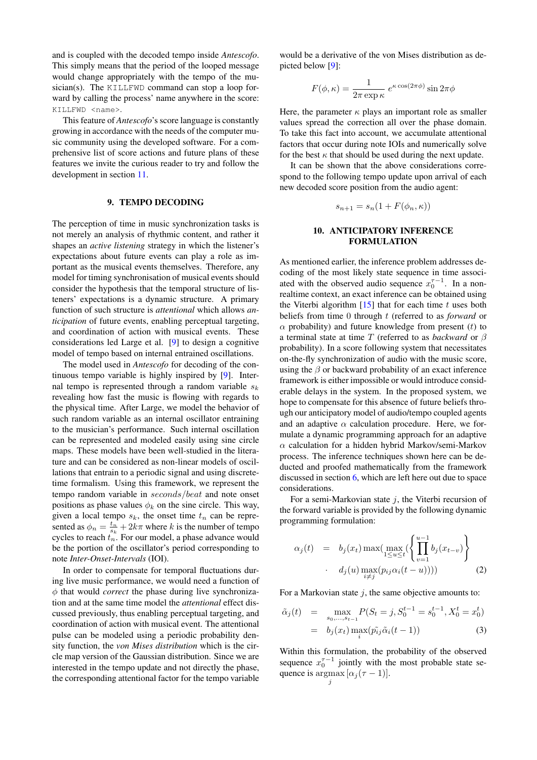and is coupled with the decoded tempo inside *Antescofo*. This simply means that the period of the looped message would change appropriately with the tempo of the musician(s). The KILLFWD command can stop a loop forward by calling the process' name anywhere in the score: KILLFWD <name>.

This feature of *Antescofo*'s score language is constantly growing in accordance with the needs of the computer music community using the developed software. For a comprehensive list of score actions and future plans of these features we invite the curious reader to try and follow the development in section 11.

## 9. TEMPO DECODING

The perception of time in music synchronization tasks is not merely an analysis of rhythmic content, and rather it shapes an *active listening* strategy in which the listener's expectations about future events can play a role as important as the musical events themselves. Therefore, any model for timing synchronisation of musical events should consider the hypothesis that the temporal structure of listeners' expectations is a dynamic structure. A primary function of such structure is *attentional* which allows *anticipation* of future events, enabling perceptual targeting, and coordination of action with musical events. These considerations led Large et al. [9] to design a cognitive model of tempo based on internal entrained oscillations.

The model used in *Antescofo* for decoding of the continuous tempo variable is highly inspired by [9]. Internal tempo is represented through a random variable $s_k$ revealing how fast the music is flowing with regards to the physical time. After Large, we model the behavior of such random variable as an internal oscillator entraining to the musician's performance. Such internal oscillation can be represented and modeled easily using sine circle maps. These models have been well-studied in the literature and can be considered as non-linear models of oscillations that entrain to a periodic signal and using discrete-time formalism. Using this framework, we represent the tempo random variable in $seconds/beat$ and note onset positions as phase values $\phi_k$ on the sine circle. This way, given a local tempo $s_k$, the onset time $t_n$ can be represented as $\phi_n = \frac{t_n}{s_k} + 2k\pi$ where $k$ is the number of tempo cycles to reach $t_n$. For our model, a phase advance would be the portion of the oscillator's period corresponding to note *Inter-Onset-Intervals* (IOI).

In order to compensate for temporal fluctuations during live music performance, we would need a function of $\phi$ that would *correct* the phase during live synchronization and at the same time model the *attentional* effect discussed previously, thus enabling perceptual targeting, and coordination of action with musical event. The attentional pulse can be modeled using a periodic probability density function, the *von Mises distribution* which is the circle map version of the Gaussian distribution. Since we are interested in the tempo update and not directly the phase, the corresponding attentional factor for the tempo variable would be a derivative of the von Mises distribution as depicted below [9]:

$$F(\phi, \kappa) = \frac{1}{2\pi \exp \kappa} \, e^{\kappa \cos(2\pi\phi)} \sin 2\pi\phi$$

Here, the parameter $\kappa$ plays an important role as smaller values spread the correction all over the phase domain. To take this fact into account, we accumulate attentional factors that occur during note IOIs and numerically solve for the best $\kappa$ that should be used during the next update.

It can be shown that the above considerations correspond to the following tempo update upon arrival of each new decoded score position from the audio agent:

$$s_{n+1} = s_n(1 + F(\phi_n, \kappa))$$

## 10. ANTICIPATORY INFERENCE FORMULATION

As mentioned earlier, the inference problem addresses decoding of the most likely state sequence in time associated with the observed audio sequence $x_0^{\tau-1}$. In a non-realtime context, an exact inference can be obtained using the Viterbi algorithm [15] that for each time $t$ uses both beliefs from time 0 through $t$ (referred to as *forward* or $\alpha$ probability) and future knowledge from present ($t$) to a terminal state at time $T$ (referred to as *backward* or $\beta$ probability). In a score following system that necessitates on-the-fly synchronization of audio with the music score, using the $\beta$ or backward probability of an exact inference framework is either impossible or would introduce considerable delays in the system. In the proposed system, we hope to compensate for this absence of future beliefs through our anticipatory model of audio/tempo coupled agents and an adaptive $\alpha$ calculation procedure. Here, we formulate a dynamic programming approach for an adaptive $\alpha$ calculation for a hidden hybrid Markov/semi-Markov process. The inference techniques shown here can be deducted and proofed mathematically from the framework discussed in section 6, which are left here out due to space considerations.

For a semi-Markovian state $j$, the Viterbi recursion of the forward variable is provided by the following dynamic programming formulation:

$$\begin{aligned} \alpha_j(t) &= b_j(x_t) \max\Big(\max_{1 \le u \le t}\Big(\Big\{\prod_{v=1}^{u-1} b_j(x_{t-v})\Big\} \\ &\quad \cdot \; d_j(u) \max_{i \ne j}(p_{ij}\alpha_i(t-u))\Big)\Big) \end{aligned} \tag{2}$$

For a Markovian state $j$, the same objective amounts to:

$$\begin{aligned} \tilde{\alpha}_j(t) &= \max_{s_0,\ldots,s_{t-1}} P(S_t = j, S_0^{t-1} = s_0^{t-1}, X_0^t = x_0^t) \\ &= b_j(x_t) \max_i(\tilde{p_{ij}} \tilde{\alpha}_i(t-1)) \end{aligned} \tag{3}$$

Within this formulation, the probability of the observed sequence $x_0^{\tau-1}$ jointly with the most probable state sequence is $\operatorname*{argmax}_j [\alpha_j(\tau-1)]$.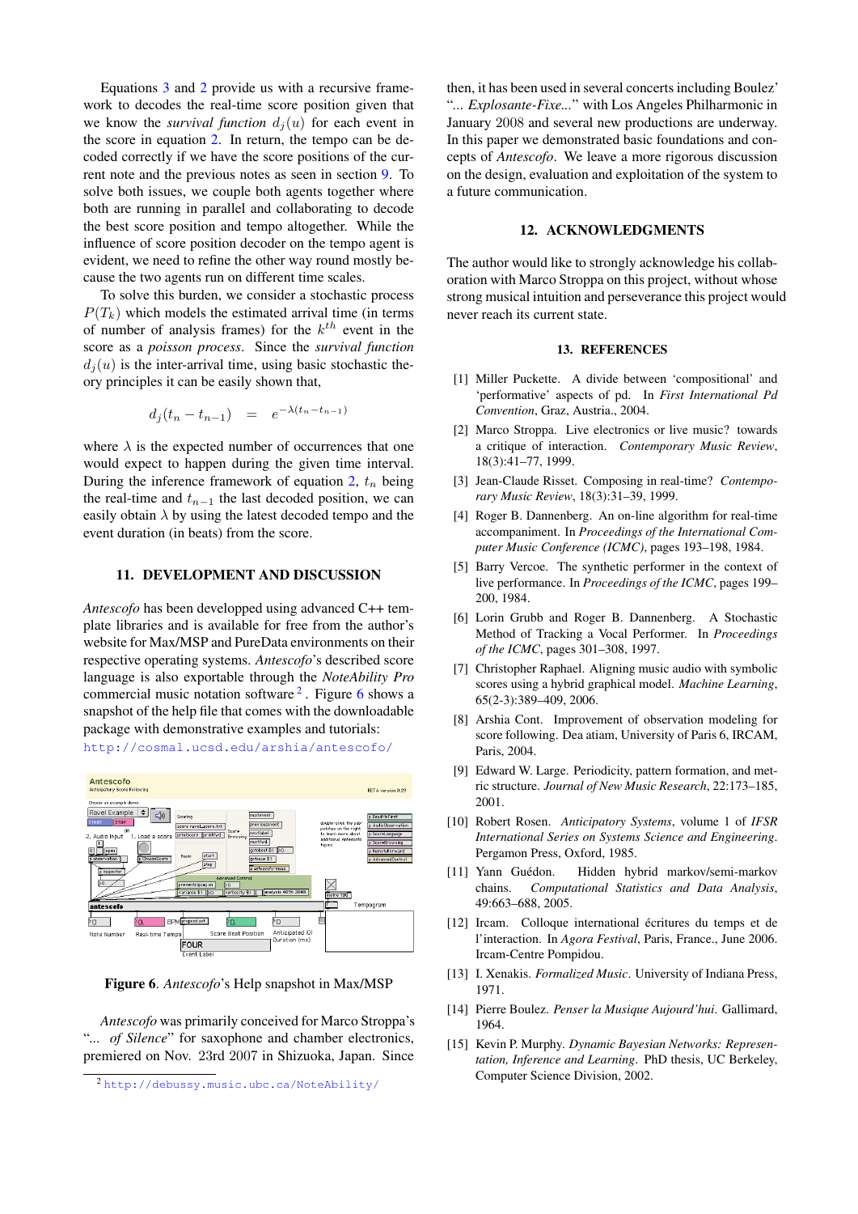Equations 3 and 2 provide us with a recursive framework to decodes the real-time score position given that we know the *survival function* $d_j(u)$ for each event in the score in equation 2. In return, the tempo can be decoded correctly if we have the score positions of the current note and the previous notes as seen in section 9. To solve both issues, we couple both agents together where both are running in parallel and collaborating to decode the best score position and tempo altogether. While the influence of score position decoder on the tempo agent is evident, we need to refine the other way round mostly because the two agents run on different time scales.

To solve this burden, we consider a stochastic process $P(T_k)$ which models the estimated arrival time (in terms of number of analysis frames) for the $k^{th}$ event in the score as a *poisson process*. Since the *survival function* $d_j(u)$ is the inter-arrival time, using basic stochastic theory principles it can be easily shown that,

$$d_j(t_n - t_{n-1}) \quad = \quad e^{-\lambda(t_n - t_{n-1})}$$

where $\lambda$ is the expected number of occurrences that one would expect to happen during the given time interval. During the inference framework of equation 2, $t_n$ being the real-time and $t_{n-1}$ the last decoded position, we can easily obtain $\lambda$ by using the latest decoded tempo and the event duration (in beats) from the score.

## 11. DEVELOPMENT AND DISCUSSION

*Antescofo* has been developped using advanced C++ template libraries and is available for free from the author's website for Max/MSP and PureData environments on their respective operating systems. *Antescofo*'s described score language is also exportable through the *NoteAbility Pro* commercial music notation software [2]. Figure 6 shows a snapshot of the help file that comes with the downloadable package with demonstrative examples and tutorials:
http://cosmal.ucsd.edu/arshia/antescofo/

**Figure 6**. *Antescofo*'s Help snapshot in Max/MSP

*Antescofo* was primarily conceived for Marco Stroppa's "... *of Silence*" for saxophone and chamber electronics, premiered on Nov. 23rd 2007 in Shizuoka, Japan. Since then, it has been used in several concerts including Boulez' "... *Explosante-Fixe...*" with Los Angeles Philharmonic in January 2008 and several new productions are underway. In this paper we demonstrated basic foundations and concepts of *Antescofo*. We leave a more rigorous discussion on the design, evaluation and exploitation of the system to a future communication.

[2] http://debussy.music.ubc.ca/NoteAbility/

## 12. ACKNOWLEDGMENTS

The author would like to strongly acknowledge his collaboration with Marco Stroppa on this project, without whose strong musical intuition and perseverance this project would never reach its current state.

## 13. REFERENCES

[1] Miller Puckette. A divide between 'compositional' and 'performative' aspects of pd. In *First International Pd Convention*, Graz, Austria., 2004.

[2] Marco Stroppa. Live electronics or live music? towards a critique of interaction. *Contemporary Music Review*, 18(3):41–77, 1999.

[3] Jean-Claude Risset. Composing in real-time? *Contemporary Music Review*, 18(3):31–39, 1999.

[4] Roger B. Dannenberg. An on-line algorithm for real-time accompaniment. In *Proceedings of the International Computer Music Conference (ICMC)*, pages 193–198, 1984.

[5] Barry Vercoe. The synthetic performer in the context of live performance. In *Proceedings of the ICMC*, pages 199–200, 1984.

[6] Lorin Grubb and Roger B. Dannenberg. A Stochastic Method of Tracking a Vocal Performer. In *Proceedings of the ICMC*, pages 301–308, 1997.

[7] Christopher Raphael. Aligning music audio with symbolic scores using a hybrid graphical model. *Machine Learning*, 65(2-3):389–409, 2006.

[8] Arshia Cont. Improvement of observation modeling for score following. Dea atiam, University of Paris 6, IRCAM, Paris, 2004.

[9] Edward W. Large. Periodicity, pattern formation, and metric structure. *Journal of New Music Research*, 22:173–185, 2001.

[10] Robert Rosen. *Anticipatory Systems*, volume 1 of *IFSR International Series on Systems Science and Engineering*. Pergamon Press, Oxford, 1985.

[11] Yann Guédon. Hidden hybrid markov/semi-markov chains. *Computational Statistics and Data Analysis*, 49:663–688, 2005.

[12] Ircam. Colloque international écritures du temps et de l'interaction. In *Agora Festival*, Paris, France., June 2006. Ircam-Centre Pompidou.

[13] I. Xenakis. *Formalized Music*. University of Indiana Press, 1971.

[14] Pierre Boulez. *Penser la Musique Aujourd'hui*. Gallimard, 1964.

[15] Kevin P. Murphy. *Dynamic Bayesian Networks: Representation, Inference and Learning*. PhD thesis, UC Berkeley, Computer Science Division, 2002.